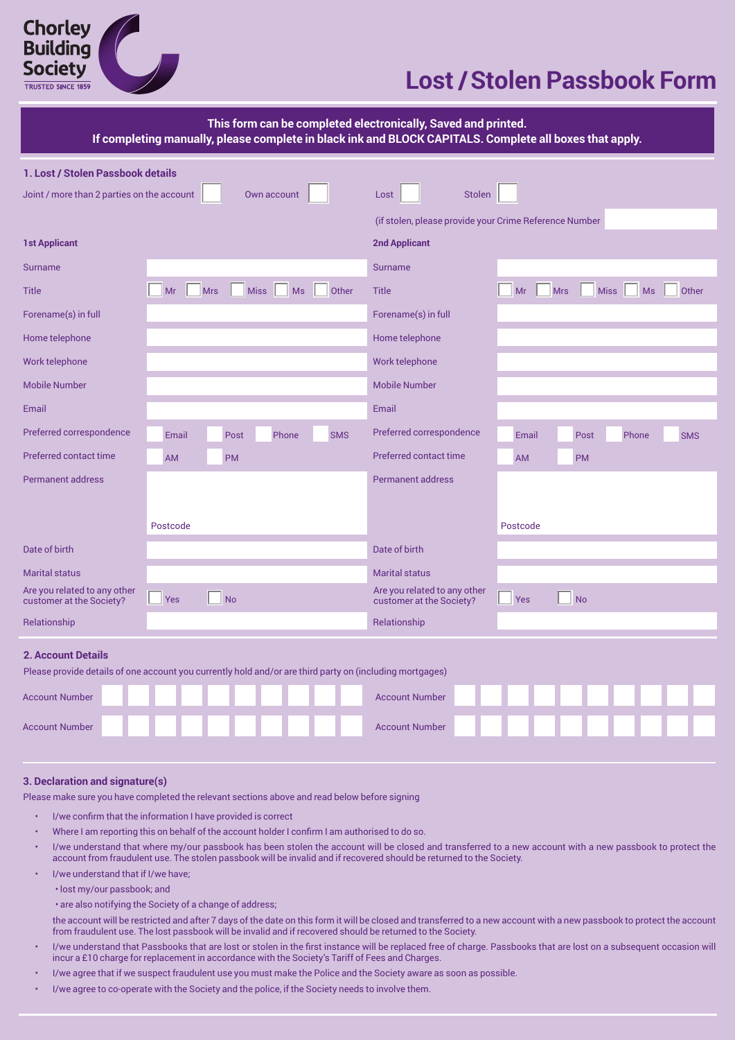Chorley Building Society
TRUSTED SINCE 1859

# Lost / Stolen Passbook Form

**This form can be completed electronically, Saved and printed.**
**If completing manually, please complete in black ink and BLOCK CAPITALS. Complete all boxes that apply.**

## 1. Lost / Stolen Passbook details

Joint / more than 2 parties on the account ☐ Own account ☐ Lost ☐ Stolen ☐

(if stolen, please provide your Crime Reference Number ____ )

| **1st Applicant** | | **2nd Applicant** | |
|---|---|---|---|
| Surname | | Surname | |
| Title | ☐ Mr ☐ Mrs ☐ Miss ☐ Ms ☐ Other | Title | ☐ Mr ☐ Mrs ☐ Miss ☐ Ms ☐ Other |
| Forename(s) in full | | Forename(s) in full | |
| Home telephone | | Home telephone | |
| Work telephone | | Work telephone | |
| Mobile Number | | Mobile Number | |
| Email | | Email | |
| Preferred correspondence | ☐ Email ☐ Post ☐ Phone ☐ SMS | Preferred correspondence | ☐ Email ☐ Post ☐ Phone ☐ SMS |
| Preferred contact time | ☐ AM ☐ PM | Preferred contact time | ☐ AM ☐ PM |
| Permanent address | Postcode | Permanent address | Postcode |
| Date of birth | | Date of birth | |
| Marital status | | Marital status | |
| Are you related to any other customer at the Society? | ☐ Yes ☐ No | Are you related to any other customer at the Society? | ☐ Yes ☐ No |
| Relationship | | Relationship | |

## 2. Account Details

Please provide details of one account you currently hold and/or are third party on (including mortgages)

| Account Number | | Account Number | |
|---|---|---|---|
| Account Number | | Account Number | |

## 3. Declaration and signature(s)

Please make sure you have completed the relevant sections above and read below before signing

- I/we confirm that the information I have provided is correct
- Where I am reporting this on behalf of the account holder I confirm I am authorised to do so.
- I/we understand that where my/our passbook has been stolen the account will be closed and transferred to a new account with a new passbook to protect the account from fraudulent use. The stolen passbook will be invalid and if recovered should be returned to the Society.
- I/we understand that if I/we have;
  - lost my/our passbook; and
  - are also notifying the Society of a change of address;

  the account will be restricted and after 7 days of the date on this form it will be closed and transferred to a new account with a new passbook to protect the account from fraudulent use. The lost passbook will be invalid and if recovered should be returned to the Society.
- I/we understand that Passbooks that are lost or stolen in the first instance will be replaced free of charge. Passbooks that are lost on a subsequent occasion will incur a £10 charge for replacement in accordance with the Society's Tariff of Fees and Charges.
- I/we agree that if we suspect fraudulent use you must make the Police and the Society aware as soon as possible.
- I/we agree to co-operate with the Society and the police, if the Society needs to involve them.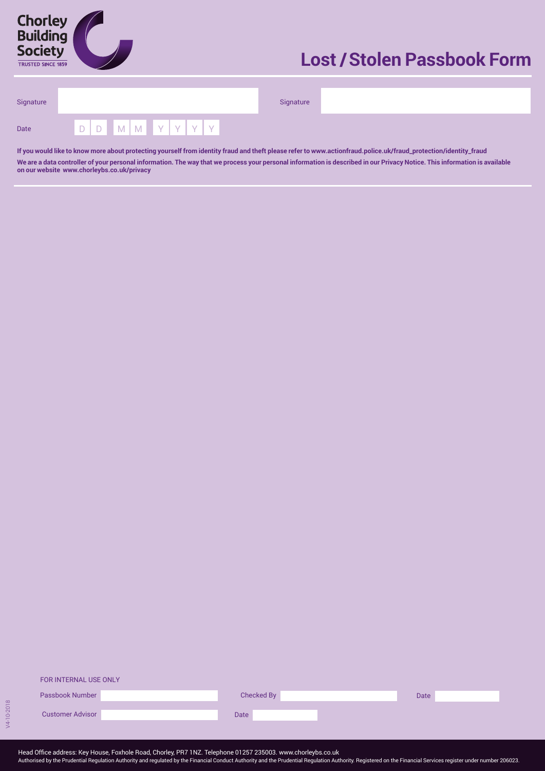Chorley Building Society

TRUSTED SINCE 1859

# Lost / Stolen Passbook Form

| | | | |
|---|---|---|---|
| Signature | | Signature | |
| Date | D D M M Y Y Y Y | | |

**If you would like to know more about protecting yourself from identity fraud and theft please refer to www.actionfraud.police.uk/fraud_protection/identity_fraud**

**We are a data controller of your personal information. The way that we process your personal information is described in our Privacy Notice. This information is available on our website www.chorleybs.co.uk/privacy**

FOR INTERNAL USE ONLY

| | | | | | |
|---|---|---|---|---|---|
| Passbook Number | | Checked By | | Date | |
| Customer Advisor | | Date | | | |

V4-10-2018

Head Office address: Key House, Foxhole Road, Chorley, PR7 1NZ. Telephone 01257 235003. www.chorleybs.co.uk

Authorised by the Prudential Regulation Authority and regulated by the Financial Conduct Authority and the Prudential Regulation Authority. Registered on the Financial Services register under number 206023.